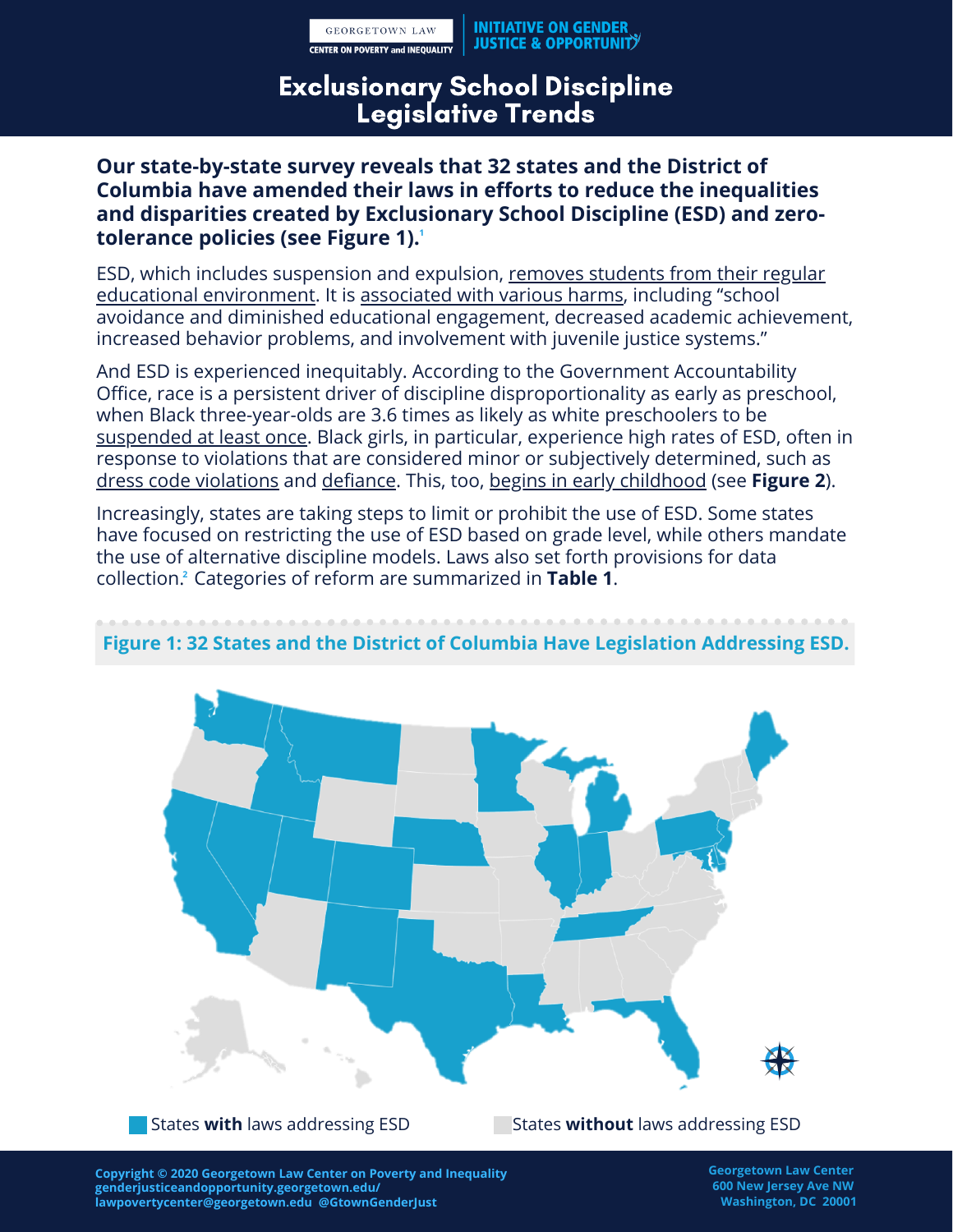# Exclusionary School Discipline Legislative Trends

**Our state-by-state survey reveals that 32 states and the District of Columbia have amended their laws in efforts to reduce the inequalities and disparities created by Exclusionary School Discipline (ESD) and zero-tolerance policies (see Figure 1).[1]**

ESD, which includes suspension and expulsion, removes students from their regular educational environment. It is associated with various harms, including "school avoidance and diminished educational engagement, decreased academic achievement, increased behavior problems, and involvement with juvenile justice systems."

And ESD is experienced inequitably. According to the Government Accountability Office, race is a persistent driver of discipline disproportionality as early as preschool, when Black three-year-olds are 3.6 times as likely as white preschoolers to be suspended at least once. Black girls, in particular, experience high rates of ESD, often in response to violations that are considered minor or subjectively determined, such as dress code violations and defiance. This, too, begins in early childhood (see **Figure 2**).

Increasingly, states are taking steps to limit or prohibit the use of ESD. Some states have focused on restricting the use of ESD based on grade level, while others mandate the use of alternative discipline models. Laws also set forth provisions for data collection.[2] Categories of reform are summarized in **Table 1**.

**Figure 1: 32 States and the District of Columbia Have Legislation Addressing ESD.**

States **with** laws addressing ESD

States **without** laws addressing ESD

Copyright © 2020 Georgetown Law Center on Poverty and Inequality
genderjusticeandopportunity.georgetown.edu/
lawpovertycenter@georgetown.edu @GtownGenderJust

Georgetown Law Center
600 New Jersey Ave NW
Washington, DC 20001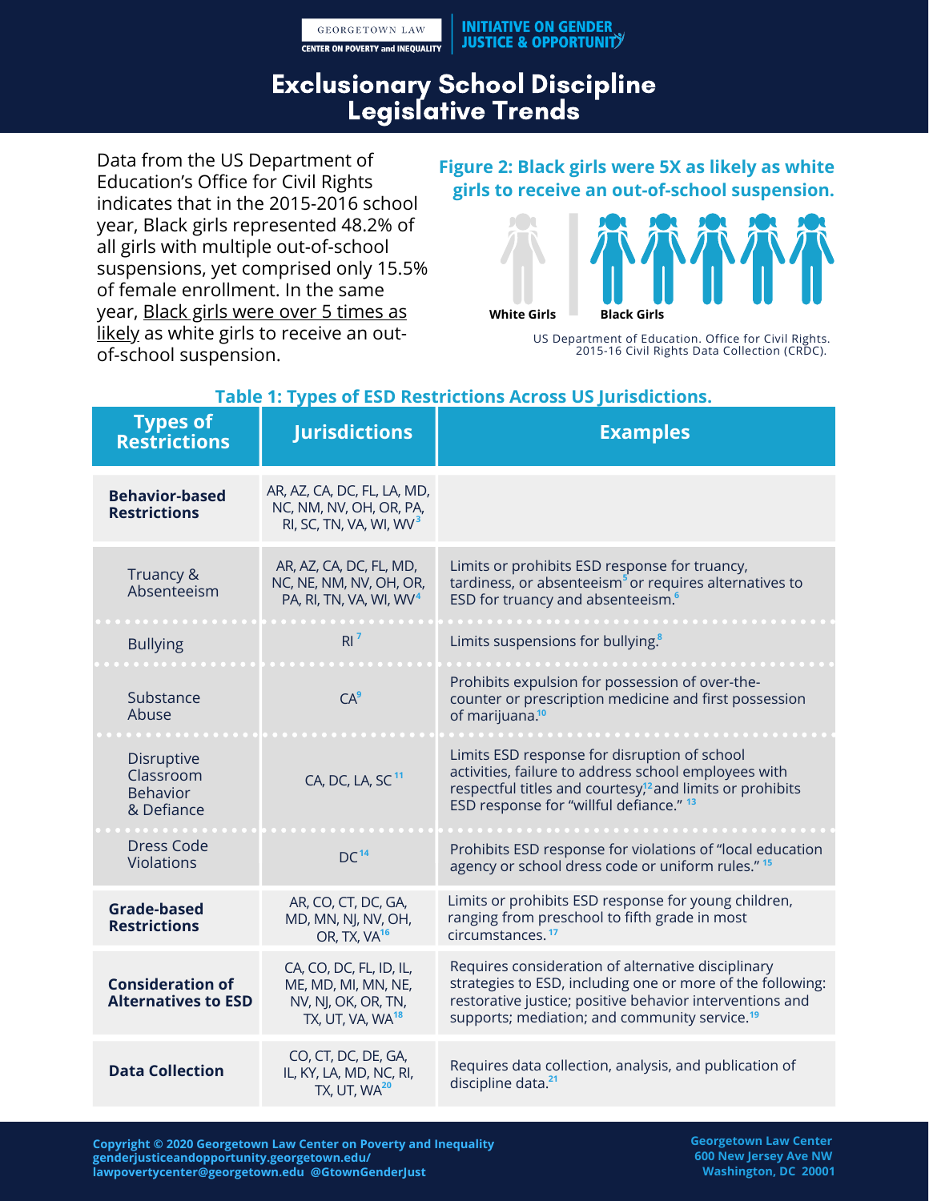# Exclusionary School Discipline Legislative Trends

Data from the US Department of Education's Office for Civil Rights indicates that in the 2015-2016 school year, Black girls represented 48.2% of all girls with multiple out-of-school suspensions, yet comprised only 15.5% of female enrollment. In the same year, Black girls were over 5 times as likely as white girls to receive an out-of-school suspension.

**Figure 2: Black girls were 5X as likely as white girls to receive an out-of-school suspension.**

White Girls | Black Girls

US Department of Education. Office for Civil Rights. 2015-16 Civil Rights Data Collection (CRDC).

**Table 1: Types of ESD Restrictions Across US Jurisdictions.**

| Types of Restrictions | Jurisdictions | Examples |
|---|---|---|
| **Behavior-based Restrictions** | AR, AZ, CA, DC, FL, LA, MD, NC, NM, NV, OH, OR, PA, RI, SC, TN, VA, WI, WV[3] | |
| Truancy & Absenteeism | AR, AZ, CA, DC, FL, MD, NC, NE, NM, NV, OH, OR, PA, RI, TN, VA, WI, WV[4] | Limits or prohibits ESD response for truancy, tardiness, or absenteeism[5] or requires alternatives to ESD for truancy and absenteeism.[6] |
| Bullying | RI[7] | Limits suspensions for bullying.[8] |
| Substance Abuse | CA[9] | Prohibits expulsion for possession of over-the-counter or prescription medicine and first possession of marijuana.[10] |
| Disruptive Classroom Behavior & Defiance | CA, DC, LA, SC[11] | Limits ESD response for disruption of school activities, failure to address school employees with respectful titles and courtesy,[12] and limits or prohibits ESD response for "willful defiance."[13] |
| Dress Code Violations | DC[14] | Prohibits ESD response for violations of "local education agency or school dress code or uniform rules."[15] |
| **Grade-based Restrictions** | AR, CO, CT, DC, GA, MD, MN, NJ, NV, OH, OR, TX, VA[16] | Limits or prohibits ESD response for young children, ranging from preschool to fifth grade in most circumstances.[17] |
| **Consideration of Alternatives to ESD** | CA, CO, DC, FL, ID, IL, ME, MD, MI, MN, NE, NV, NJ, OK, OR, TN, TX, UT, VA, WA[18] | Requires consideration of alternative disciplinary strategies to ESD, including one or more of the following: restorative justice; positive behavior interventions and supports; mediation; and community service.[19] |
| **Data Collection** | CO, CT, DC, DE, GA, IL, KY, LA, MD, NC, RI, TX, UT, WA[20] | Requires data collection, analysis, and publication of discipline data.[21] |

Copyright © 2020 Georgetown Law Center on Poverty and Inequality
genderjusticeandopportunity.georgetown.edu/
lawpovertycenter@georgetown.edu @GtownGenderJust

Georgetown Law Center
600 New Jersey Ave NW
Washington, DC 20001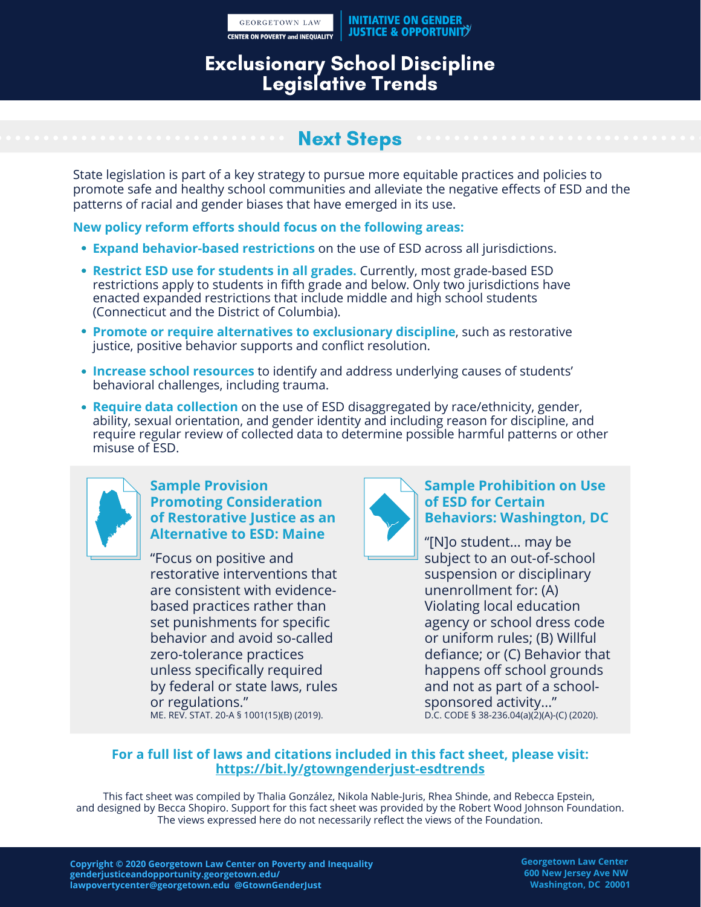Georgetown Law Center on Poverty and Inequality | Initiative on Gender Justice & Opportunity

# Exclusionary School Discipline Legislative Trends

## Next Steps

State legislation is part of a key strategy to pursue more equitable practices and policies to promote safe and healthy school communities and alleviate the negative effects of ESD and the patterns of racial and gender biases that have emerged in its use.

**New policy reform efforts should focus on the following areas:**

- **Expand behavior-based restrictions** on the use of ESD across all jurisdictions.
- **Restrict ESD use for students in all grades.** Currently, most grade-based ESD restrictions apply to students in fifth grade and below. Only two jurisdictions have enacted expanded restrictions that include middle and high school students (Connecticut and the District of Columbia).
- **Promote or require alternatives to exclusionary discipline**, such as restorative justice, positive behavior supports and conflict resolution.
- **Increase school resources** to identify and address underlying causes of students' behavioral challenges, including trauma.
- **Require data collection** on the use of ESD disaggregated by race/ethnicity, gender, ability, sexual orientation, and gender identity and including reason for discipline, and require regular review of collected data to determine possible harmful patterns or other misuse of ESD.

### Sample Provision Promoting Consideration of Restorative Justice as an Alternative to ESD: Maine

"Focus on positive and restorative interventions that are consistent with evidence-based practices rather than set punishments for specific behavior and avoid so-called zero-tolerance practices unless specifically required by federal or state laws, rules or regulations."
ME. REV. STAT. 20-A § 1001(15)(B) (2019).

### Sample Prohibition on Use of ESD for Certain Behaviors: Washington, DC

"[N]o student... may be subject to an out-of-school suspension or disciplinary unenrollment for: (A) Violating local education agency or school dress code or uniform rules; (B) Willful defiance; or (C) Behavior that happens off school grounds and not as part of a school-sponsored activity..."
D.C. CODE § 38-236.04(a)(2)(A)-(C) (2020).

**For a full list of laws and citations included in this fact sheet, please visit: https://bit.ly/gtowngenderjust-esdtrends**

This fact sheet was compiled by Thalia González, Nikola Nable-Juris, Rhea Shinde, and Rebecca Epstein, and designed by Becca Shopiro. Support for this fact sheet was provided by the Robert Wood Johnson Foundation. The views expressed here do not necessarily reflect the views of the Foundation.

**Copyright © 2020 Georgetown Law Center on Poverty and Inequality**
**genderjusticeandopportunity.georgetown.edu/**
**lawpovertycenter@georgetown.edu @GtownGenderJust**

**Georgetown Law Center**
**600 New Jersey Ave NW**
**Washington, DC 20001**